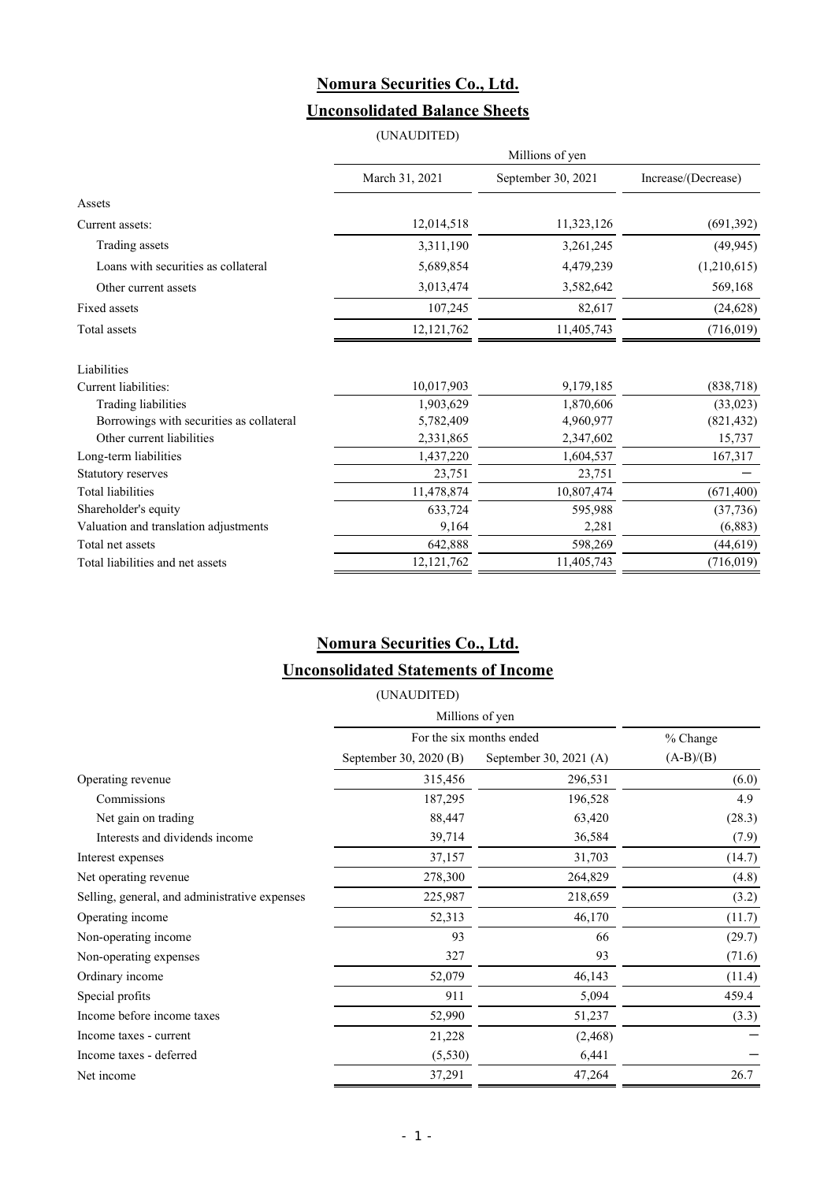# Nomura Securities Co., Ltd.

## Unconsolidated Balance Sheets

(UNAUDITED)

| | Millions of yen | | |
|---|---|---|---|
| | March 31, 2021 | September 30, 2021 | Increase/(Decrease) |
| Assets | | | |
| Current assets: | 12,014,518 | 11,323,126 | (691,392) |
| Trading assets | 3,311,190 | 3,261,245 | (49,945) |
| Loans with securities as collateral | 5,689,854 | 4,479,239 | (1,210,615) |
| Other current assets | 3,013,474 | 3,582,642 | 569,168 |
| Fixed assets | 107,245 | 82,617 | (24,628) |
| Total assets | 12,121,762 | 11,405,743 | (716,019) |
| | | | |
| Liabilities | | | |
| Current liabilities: | 10,017,903 | 9,179,185 | (838,718) |
| Trading liabilities | 1,903,629 | 1,870,606 | (33,023) |
| Borrowings with securities as collateral | 5,782,409 | 4,960,977 | (821,432) |
| Other current liabilities | 2,331,865 | 2,347,602 | 15,737 |
| Long-term liabilities | 1,437,220 | 1,604,537 | 167,317 |
| Statutory reserves | 23,751 | 23,751 | ー |
| Total liabilities | 11,478,874 | 10,807,474 | (671,400) |
| Shareholder's equity | 633,724 | 595,988 | (37,736) |
| Valuation and translation adjustments | 9,164 | 2,281 | (6,883) |
| Total net assets | 642,888 | 598,269 | (44,619) |
| Total liabilities and net assets | 12,121,762 | 11,405,743 | (716,019) |

# Nomura Securities Co., Ltd.

## Unconsolidated Statements of Income

(UNAUDITED)

| | Millions of yen | | |
|---|---|---|---|
| | For the six months ended | | % Change |
| | September 30, 2020 (B) | September 30, 2021 (A) | (A-B)/(B) |
| Operating revenue | 315,456 | 296,531 | (6.0) |
| Commissions | 187,295 | 196,528 | 4.9 |
| Net gain on trading | 88,447 | 63,420 | (28.3) |
| Interests and dividends income | 39,714 | 36,584 | (7.9) |
| Interest expenses | 37,157 | 31,703 | (14.7) |
| Net operating revenue | 278,300 | 264,829 | (4.8) |
| Selling, general, and administrative expenses | 225,987 | 218,659 | (3.2) |
| Operating income | 52,313 | 46,170 | (11.7) |
| Non-operating income | 93 | 66 | (29.7) |
| Non-operating expenses | 327 | 93 | (71.6) |
| Ordinary income | 52,079 | 46,143 | (11.4) |
| Special profits | 911 | 5,094 | 459.4 |
| Income before income taxes | 52,990 | 51,237 | (3.3) |
| Income taxes - current | 21,228 | (2,468) | ー |
| Income taxes - deferred | (5,530) | 6,441 | ー |
| Net income | 37,291 | 47,264 | 26.7 |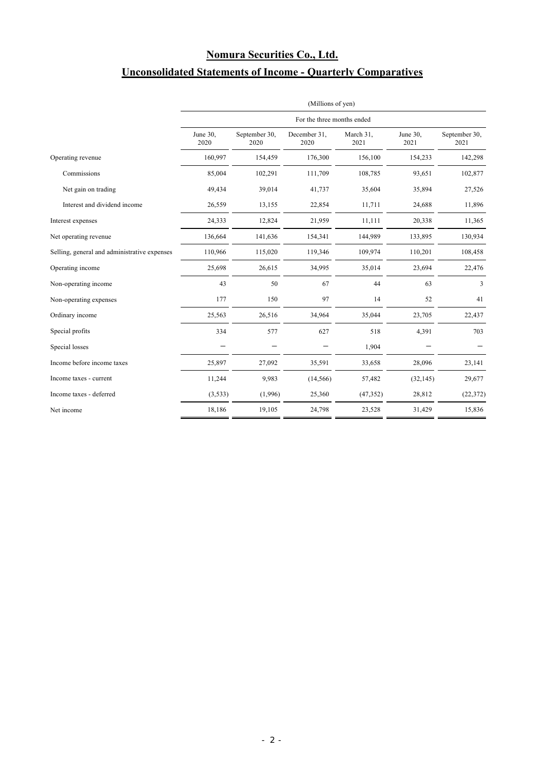# Nomura Securities Co., Ltd.

## Unconsolidated Statements of Income - Quarterly Comparatives

| | (Millions of yen) | | | | | |
|---|---|---|---|---|---|---|
| | For the three months ended | | | | | |
| | June 30, 2020 | September 30, 2020 | December 31, 2020 | March 31, 2021 | June 30, 2021 | September 30, 2021 |
| Operating revenue | 160,997 | 154,459 | 176,300 | 156,100 | 154,233 | 142,298 |
| Commissions | 85,004 | 102,291 | 111,709 | 108,785 | 93,651 | 102,877 |
| Net gain on trading | 49,434 | 39,014 | 41,737 | 35,604 | 35,894 | 27,526 |
| Interest and dividend income | 26,559 | 13,155 | 22,854 | 11,711 | 24,688 | 11,896 |
| Interest expenses | 24,333 | 12,824 | 21,959 | 11,111 | 20,338 | 11,365 |
| Net operating revenue | 136,664 | 141,636 | 154,341 | 144,989 | 133,895 | 130,934 |
| Selling, general and administrative expenses | 110,966 | 115,020 | 119,346 | 109,974 | 110,201 | 108,458 |
| Operating income | 25,698 | 26,615 | 34,995 | 35,014 | 23,694 | 22,476 |
| Non-operating income | 43 | 50 | 67 | 44 | 63 | 3 |
| Non-operating expenses | 177 | 150 | 97 | 14 | 52 | 41 |
| Ordinary income | 25,563 | 26,516 | 34,964 | 35,044 | 23,705 | 22,437 |
| Special profits | 334 | 577 | 627 | 518 | 4,391 | 703 |
| Special losses | － | － | － | 1,904 | － | － |
| Income before income taxes | 25,897 | 27,092 | 35,591 | 33,658 | 28,096 | 23,141 |
| Income taxes - current | 11,244 | 9,983 | (14,566) | 57,482 | (32,145) | 29,677 |
| Income taxes - deferred | (3,533) | (1,996) | 25,360 | (47,352) | 28,812 | (22,372) |
| Net income | 18,186 | 19,105 | 24,798 | 23,528 | 31,429 | 15,836 |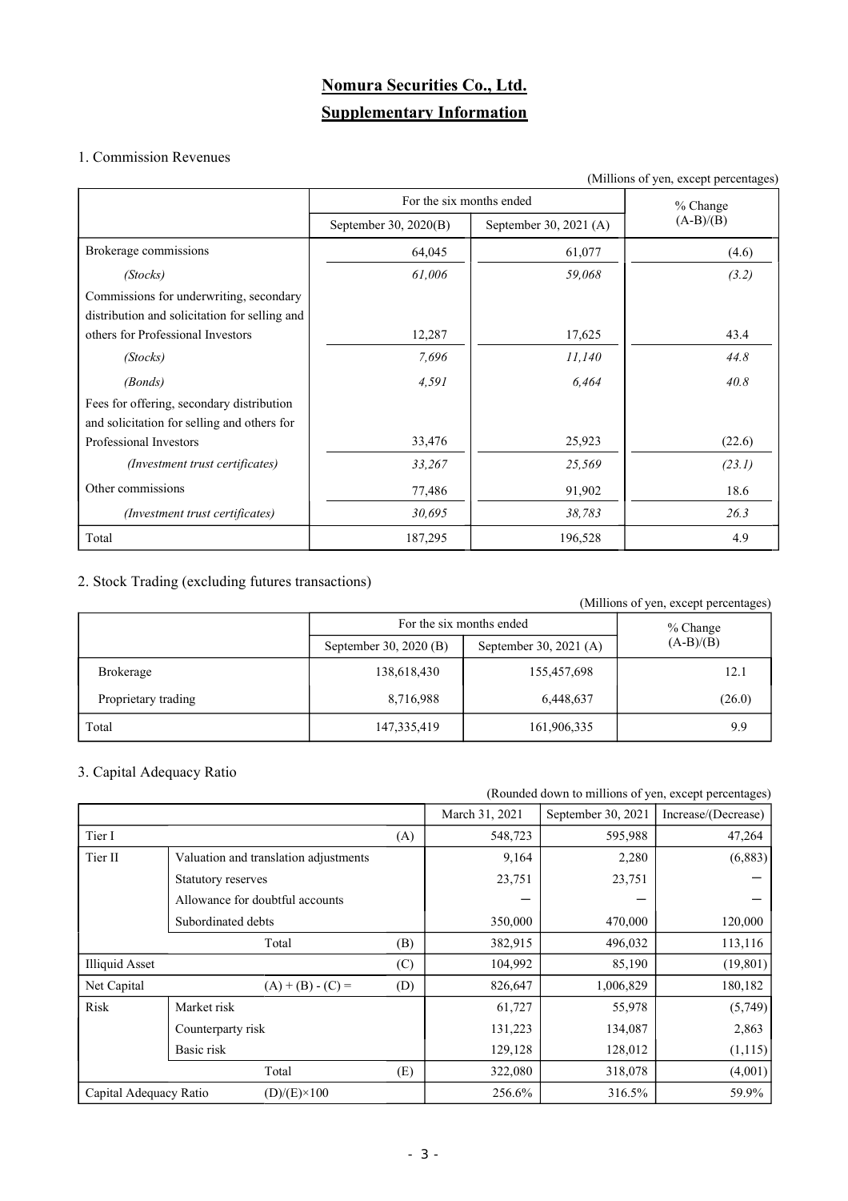# Nomura Securities Co., Ltd.

## Supplementary Information

### 1. Commission Revenues

(Millions of yen, except percentages)

| | For the six months ended | | % Change |
|---|---|---|---|
| | September 30, 2020(B) | September 30, 2021 (A) | (A-B)/(B) |
| Brokerage commissions | 64,045 | 61,077 | (4.6) |
| *(Stocks)* | *61,006* | *59,068* | *(3.2)* |
| Commissions for underwriting, secondary distribution and solicitation for selling and others for Professional Investors | 12,287 | 17,625 | 43.4 |
| *(Stocks)* | *7,696* | *11,140* | *44.8* |
| *(Bonds)* | *4,591* | *6,464* | *40.8* |
| Fees for offering, secondary distribution and solicitation for selling and others for Professional Investors | 33,476 | 25,923 | (22.6) |
| *(Investment trust certificates)* | *33,267* | *25,569* | *(23.1)* |
| Other commissions | 77,486 | 91,902 | 18.6 |
| *(Investment trust certificates)* | *30,695* | *38,783* | *26.3* |
| Total | 187,295 | 196,528 | 4.9 |

### 2. Stock Trading (excluding futures transactions)

(Millions of yen, except percentages)

| | For the six months ended | | % Change |
|---|---|---|---|
| | September 30, 2020 (B) | September 30, 2021 (A) | (A-B)/(B) |
| Brokerage | 138,618,430 | 155,457,698 | 12.1 |
| Proprietary trading | 8,716,988 | 6,448,637 | (26.0) |
| Total | 147,335,419 | 161,906,335 | 9.9 |

### 3. Capital Adequacy Ratio

(Rounded down to millions of yen, except percentages)

| | | | March 31, 2021 | September 30, 2021 | Increase/(Decrease) |
|---|---|---|---|---|---|
| Tier I | | (A) | 548,723 | 595,988 | 47,264 |
| Tier II | Valuation and translation adjustments | | 9,164 | 2,280 | (6,883) |
| | Statutory reserves | | 23,751 | 23,751 | − |
| | Allowance for doubtful accounts | | − | − | − |
| | Subordinated debts | | 350,000 | 470,000 | 120,000 |
| | Total | (B) | 382,915 | 496,032 | 113,116 |
| Illiquid Asset | | (C) | 104,992 | 85,190 | (19,801) |
| Net Capital | (A) + (B) - (C) = | (D) | 826,647 | 1,006,829 | 180,182 |
| Risk | Market risk | | 61,727 | 55,978 | (5,749) |
| | Counterparty risk | | 131,223 | 134,087 | 2,863 |
| | Basic risk | | 129,128 | 128,012 | (1,115) |
| | Total | (E) | 322,080 | 318,078 | (4,001) |
| Capital Adequacy Ratio | (D)/(E)×100 | | 256.6% | 316.5% | 59.9% |